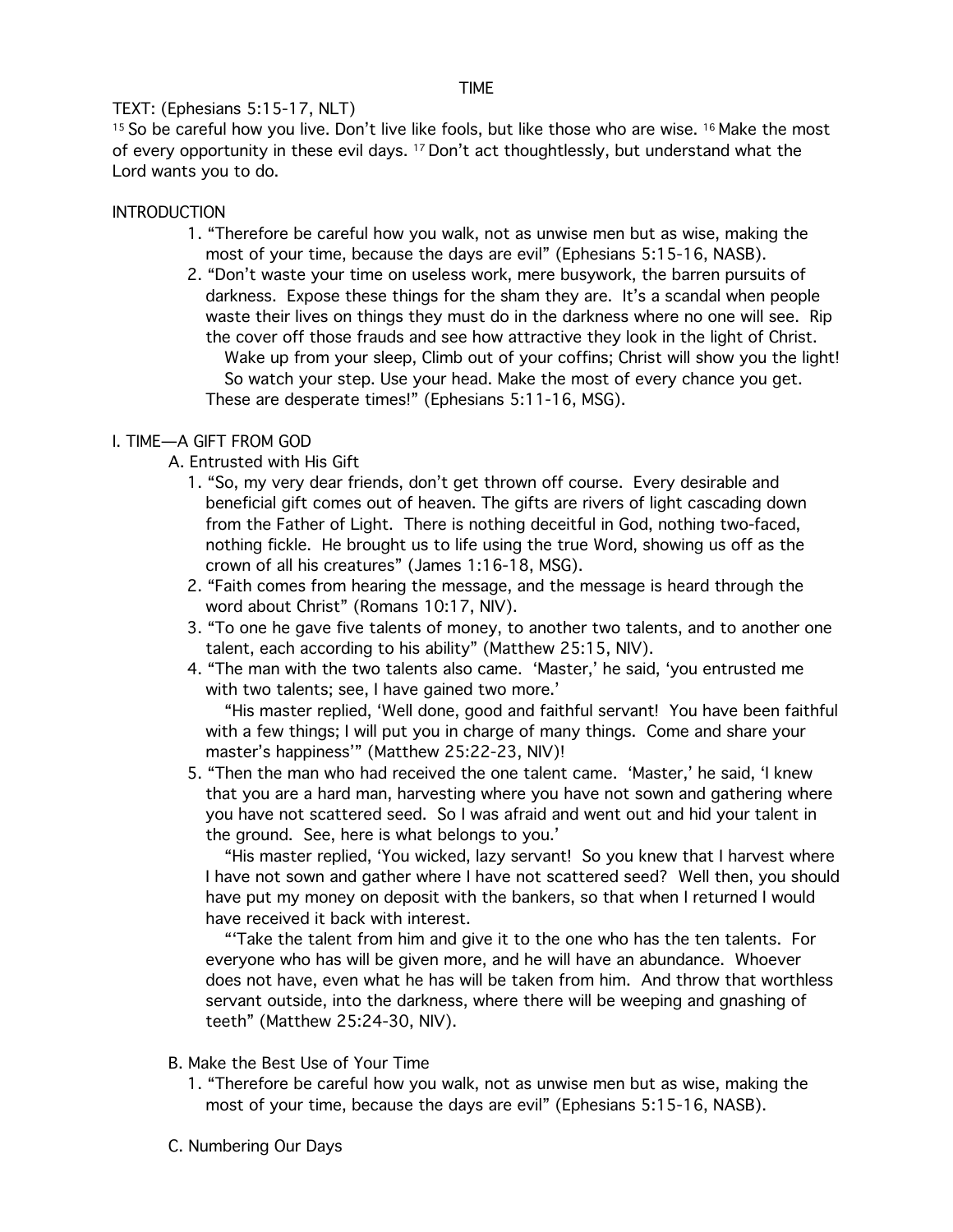# TIME

TEXT: (Ephesians 5:15-17, NLT)

[15] So be careful how you live. Don't live like fools, but like those who are wise. [16] Make the most of every opportunity in these evil days. [17] Don't act thoughtlessly, but understand what the Lord wants you to do.

## INTRODUCTION

1. "Therefore be careful how you walk, not as unwise men but as wise, making the most of your time, because the days are evil" (Ephesians 5:15-16, NASB).
2. "Don't waste your time on useless work, mere busywork, the barren pursuits of darkness. Expose these things for the sham they are. It's a scandal when people waste their lives on things they must do in the darkness where no one will see. Rip the cover off those frauds and see how attractive they look in the light of Christ.

   Wake up from your sleep, Climb out of your coffins; Christ will show you the light!

   So watch your step. Use your head. Make the most of every chance you get. These are desperate times!" (Ephesians 5:11-16, MSG).

## I. TIME—A GIFT FROM GOD

### A. Entrusted with His Gift

1. "So, my very dear friends, don't get thrown off course. Every desirable and beneficial gift comes out of heaven. The gifts are rivers of light cascading down from the Father of Light. There is nothing deceitful in God, nothing two-faced, nothing fickle. He brought us to life using the true Word, showing us off as the crown of all his creatures" (James 1:16-18, MSG).
2. "Faith comes from hearing the message, and the message is heard through the word about Christ" (Romans 10:17, NIV).
3. "To one he gave five talents of money, to another two talents, and to another one talent, each according to his ability" (Matthew 25:15, NIV).
4. "The man with the two talents also came. 'Master,' he said, 'you entrusted me with two talents; see, I have gained two more.'

   "His master replied, 'Well done, good and faithful servant! You have been faithful with a few things; I will put you in charge of many things. Come and share your master's happiness'" (Matthew 25:22-23, NIV)!
5. "Then the man who had received the one talent came. 'Master,' he said, 'I knew that you are a hard man, harvesting where you have not sown and gathering where you have not scattered seed. So I was afraid and went out and hid your talent in the ground. See, here is what belongs to you.'

   "His master replied, 'You wicked, lazy servant! So you knew that I harvest where I have not sown and gather where I have not scattered seed? Well then, you should have put my money on deposit with the bankers, so that when I returned I would have received it back with interest.

   "'Take the talent from him and give it to the one who has the ten talents. For everyone who has will be given more, and he will have an abundance. Whoever does not have, even what he has will be taken from him. And throw that worthless servant outside, into the darkness, where there will be weeping and gnashing of teeth" (Matthew 25:24-30, NIV).

### B. Make the Best Use of Your Time

1. "Therefore be careful how you walk, not as unwise men but as wise, making the most of your time, because the days are evil" (Ephesians 5:15-16, NASB).

### C. Numbering Our Days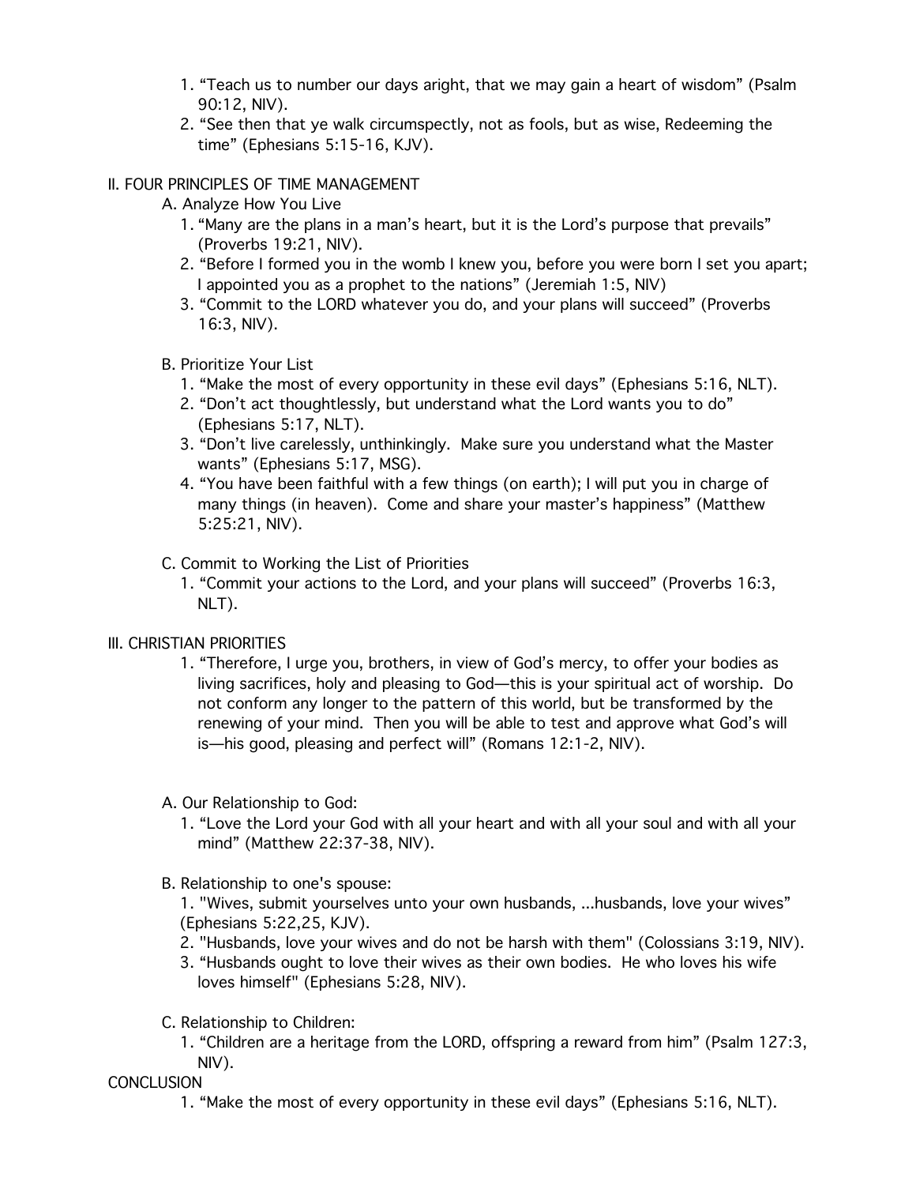1. “Teach us to number our days aright, that we may gain a heart of wisdom” (Psalm 90:12, NIV).
2. “See then that ye walk circumspectly, not as fools, but as wise, Redeeming the time” (Ephesians 5:15-16, KJV).

II. FOUR PRINCIPLES OF TIME MANAGEMENT

A. Analyze How You Live

1. “Many are the plans in a man’s heart, but it is the Lord’s purpose that prevails” (Proverbs 19:21, NIV).
2. “Before I formed you in the womb I knew you, before you were born I set you apart; I appointed you as a prophet to the nations” (Jeremiah 1:5, NIV)
3. “Commit to the LORD whatever you do, and your plans will succeed” (Proverbs 16:3, NIV).

B. Prioritize Your List

1. “Make the most of every opportunity in these evil days” (Ephesians 5:16, NLT).
2. “Don’t act thoughtlessly, but understand what the Lord wants you to do” (Ephesians 5:17, NLT).
3. “Don’t live carelessly, unthinkingly. Make sure you understand what the Master wants” (Ephesians 5:17, MSG).
4. “You have been faithful with a few things (on earth); I will put you in charge of many things (in heaven). Come and share your master’s happiness” (Matthew 5:25:21, NIV).

C. Commit to Working the List of Priorities

1. “Commit your actions to the Lord, and your plans will succeed” (Proverbs 16:3, NLT).

III. CHRISTIAN PRIORITIES

1. “Therefore, I urge you, brothers, in view of God’s mercy, to offer your bodies as living sacrifices, holy and pleasing to God—this is your spiritual act of worship. Do not conform any longer to the pattern of this world, but be transformed by the renewing of your mind. Then you will be able to test and approve what God’s will is—his good, pleasing and perfect will” (Romans 12:1-2, NIV).

A. Our Relationship to God:

1. “Love the Lord your God with all your heart and with all your soul and with all your mind” (Matthew 22:37-38, NIV).

B. Relationship to one's spouse:

1. "Wives, submit yourselves unto your own husbands, ...husbands, love your wives” (Ephesians 5:22,25, KJV).
2. "Husbands, love your wives and do not be harsh with them" (Colossians 3:19, NIV).
3. “Husbands ought to love their wives as their own bodies. He who loves his wife loves himself" (Ephesians 5:28, NIV).

C. Relationship to Children:

1. “Children are a heritage from the LORD, offspring a reward from him” (Psalm 127:3, NIV).

CONCLUSION

1. “Make the most of every opportunity in these evil days” (Ephesians 5:16, NLT).